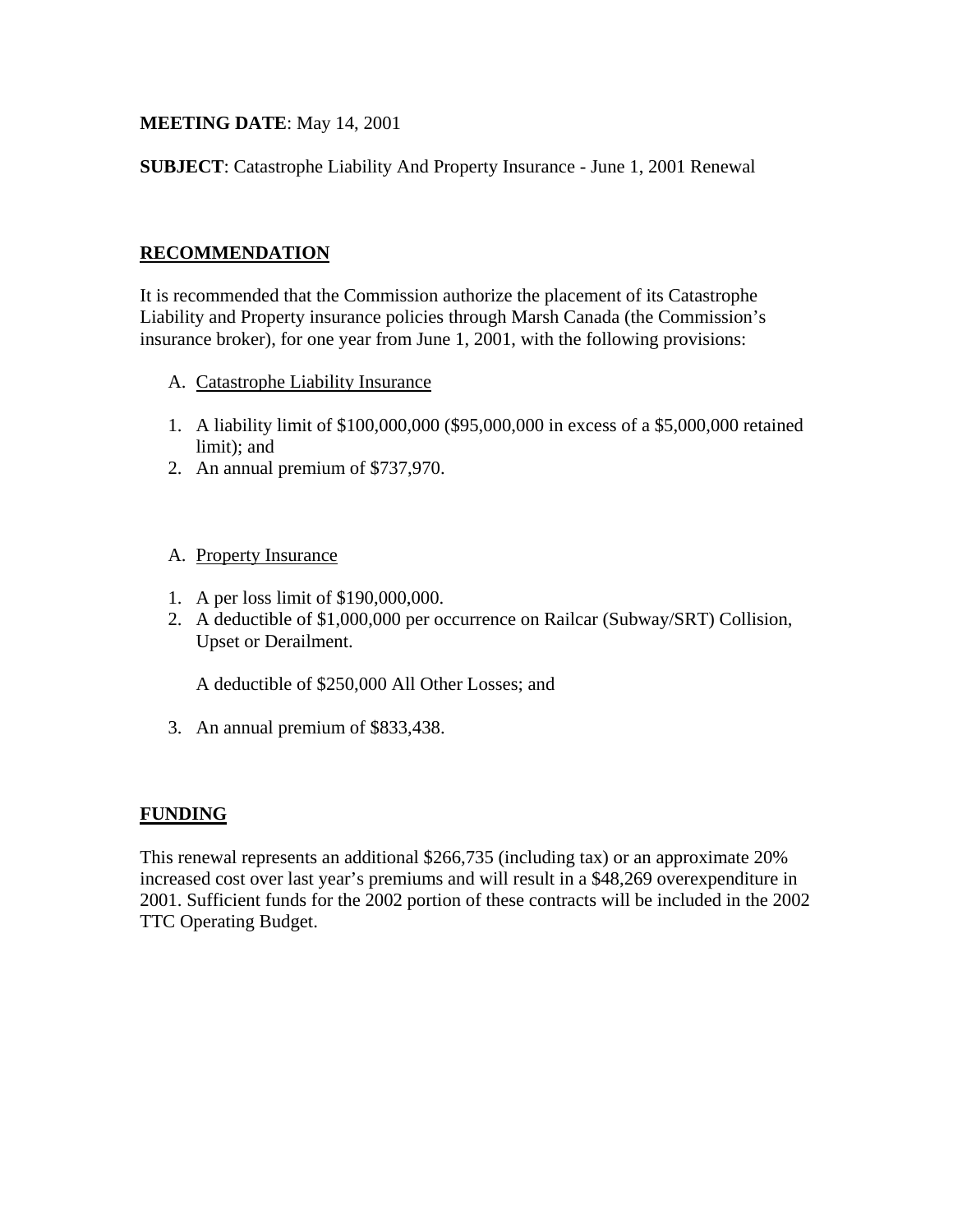**MEETING DATE**: May 14, 2001

**SUBJECT**: Catastrophe Liability And Property Insurance - June 1, 2001 Renewal

## RECOMMENDATION

It is recommended that the Commission authorize the placement of its Catastrophe Liability and Property insurance policies through Marsh Canada (the Commission's insurance broker), for one year from June 1, 2001, with the following provisions:

A. Catastrophe Liability Insurance

1. A liability limit of $100,000,000 ($95,000,000 in excess of a $5,000,000 retained limit); and
2. An annual premium of $737,970.

A. Property Insurance

1. A per loss limit of $190,000,000.
2. A deductible of $1,000,000 per occurrence on Railcar (Subway/SRT) Collision, Upset or Derailment.

   A deductible of $250,000 All Other Losses; and

3. An annual premium of $833,438.

## FUNDING

This renewal represents an additional $266,735 (including tax) or an approximate 20% increased cost over last year's premiums and will result in a $48,269 overexpenditure in 2001. Sufficient funds for the 2002 portion of these contracts will be included in the 2002 TTC Operating Budget.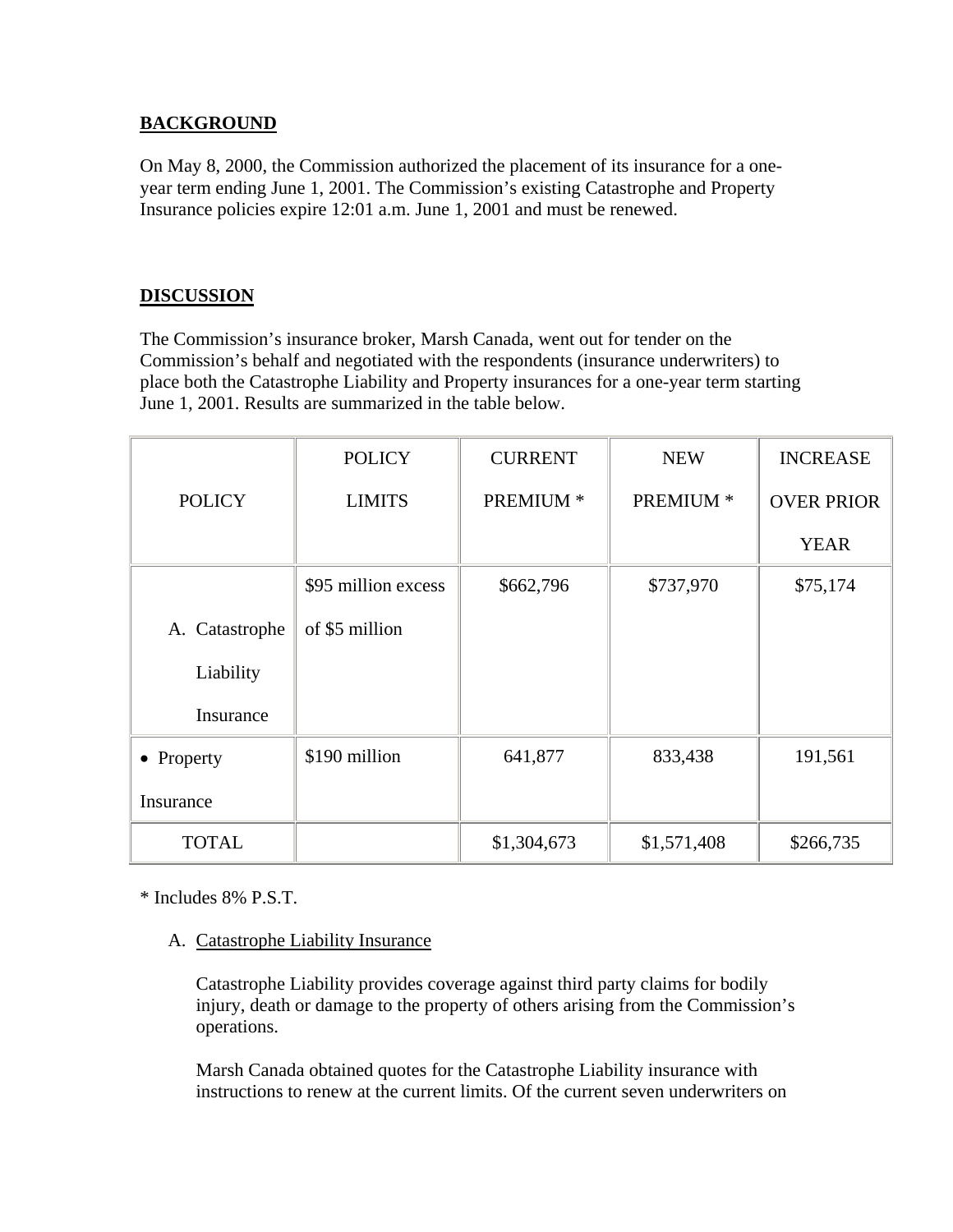## BACKGROUND

On May 8, 2000, the Commission authorized the placement of its insurance for a one-year term ending June 1, 2001. The Commission's existing Catastrophe and Property Insurance policies expire 12:01 a.m. June 1, 2001 and must be renewed.

## DISCUSSION

The Commission's insurance broker, Marsh Canada, went out for tender on the Commission's behalf and negotiated with the respondents (insurance underwriters) to place both the Catastrophe Liability and Property insurances for a one-year term starting June 1, 2001. Results are summarized in the table below.

| POLICY | POLICY LIMITS | CURRENT PREMIUM * | NEW PREMIUM * | INCREASE OVER PRIOR YEAR |
|---|---|---|---|---|
| A. Catastrophe Liability Insurance | $95 million excess of $5 million | $662,796 | $737,970 | $75,174 |
| • Property Insurance | $190 million | 641,877 | 833,438 | 191,561 |
| TOTAL | | $1,304,673 | $1,571,408 | $266,735 |

* Includes 8% P.S.T.

A. Catastrophe Liability Insurance

Catastrophe Liability provides coverage against third party claims for bodily injury, death or damage to the property of others arising from the Commission's operations.

Marsh Canada obtained quotes for the Catastrophe Liability insurance with instructions to renew at the current limits. Of the current seven underwriters on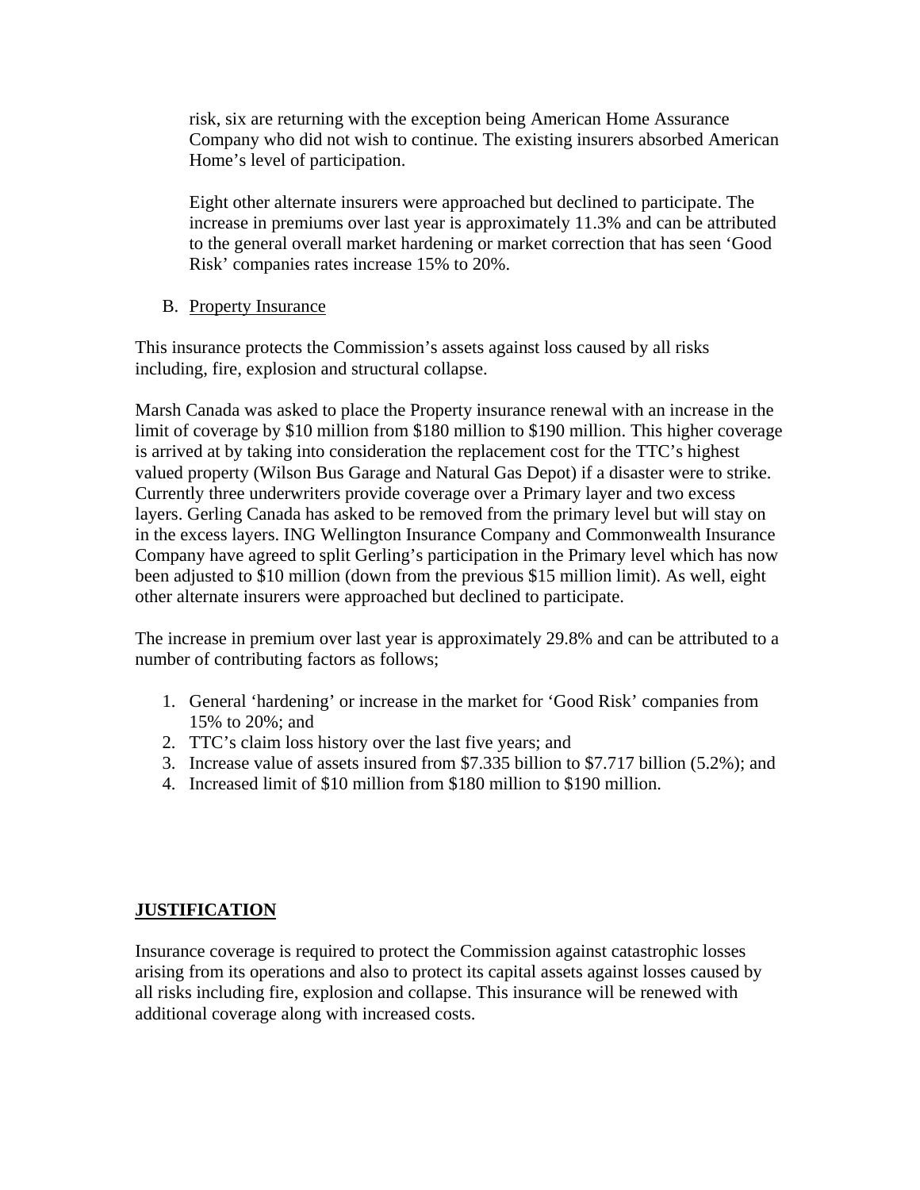risk, six are returning with the exception being American Home Assurance Company who did not wish to continue. The existing insurers absorbed American Home's level of participation.

Eight other alternate insurers were approached but declined to participate. The increase in premiums over last year is approximately 11.3% and can be attributed to the general overall market hardening or market correction that has seen 'Good Risk' companies rates increase 15% to 20%.

B. Property Insurance

This insurance protects the Commission's assets against loss caused by all risks including, fire, explosion and structural collapse.

Marsh Canada was asked to place the Property insurance renewal with an increase in the limit of coverage by $10 million from $180 million to $190 million. This higher coverage is arrived at by taking into consideration the replacement cost for the TTC's highest valued property (Wilson Bus Garage and Natural Gas Depot) if a disaster were to strike. Currently three underwriters provide coverage over a Primary layer and two excess layers. Gerling Canada has asked to be removed from the primary level but will stay on in the excess layers. ING Wellington Insurance Company and Commonwealth Insurance Company have agreed to split Gerling's participation in the Primary level which has now been adjusted to $10 million (down from the previous $15 million limit). As well, eight other alternate insurers were approached but declined to participate.

The increase in premium over last year is approximately 29.8% and can be attributed to a number of contributing factors as follows;

1. General 'hardening' or increase in the market for 'Good Risk' companies from 15% to 20%; and
2. TTC's claim loss history over the last five years; and
3. Increase value of assets insured from $7.335 billion to $7.717 billion (5.2%); and
4. Increased limit of $10 million from $180 million to $190 million.

## JUSTIFICATION

Insurance coverage is required to protect the Commission against catastrophic losses arising from its operations and also to protect its capital assets against losses caused by all risks including fire, explosion and collapse. This insurance will be renewed with additional coverage along with increased costs.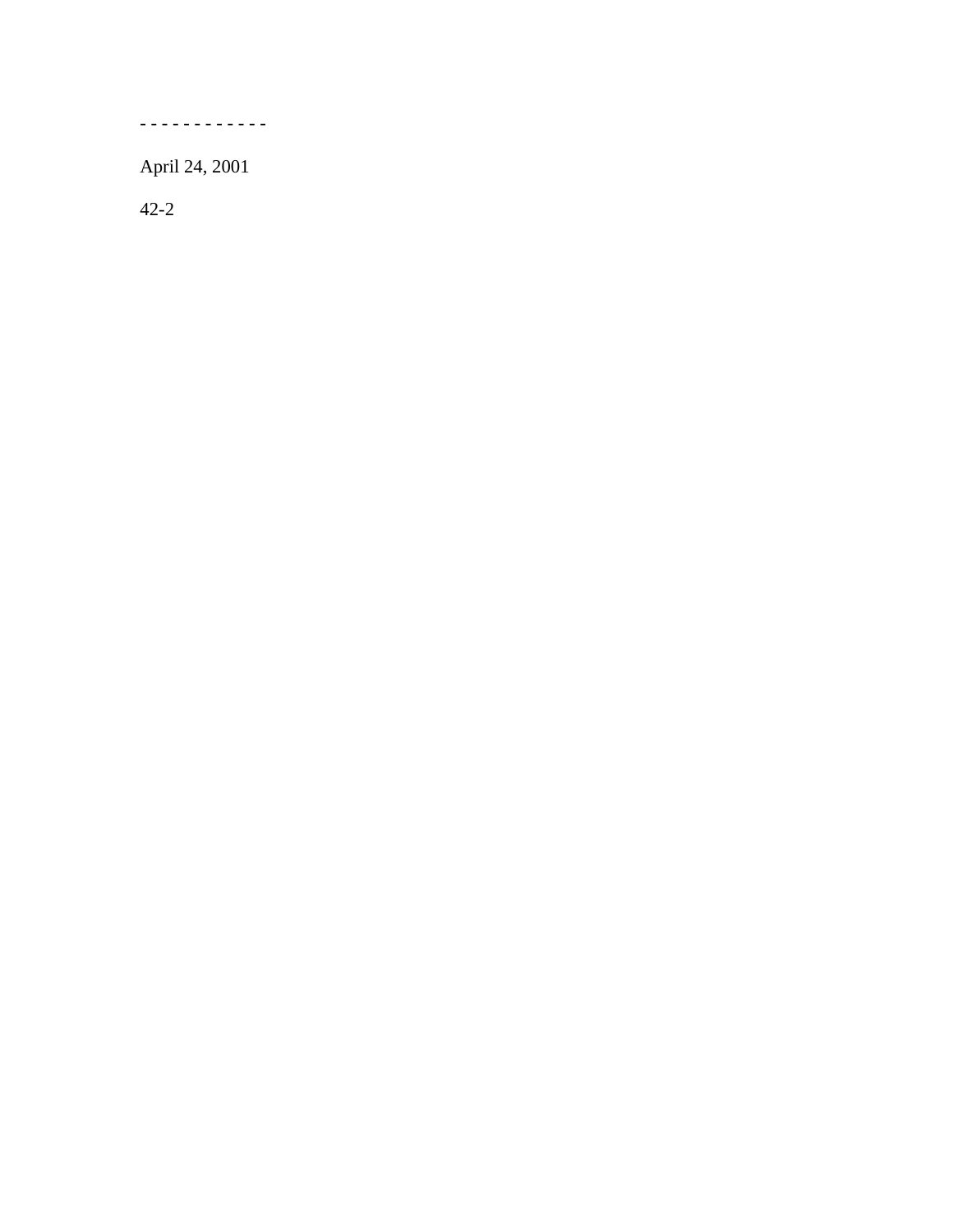- - - - - - - - - - - -

April 24, 2001

42-2